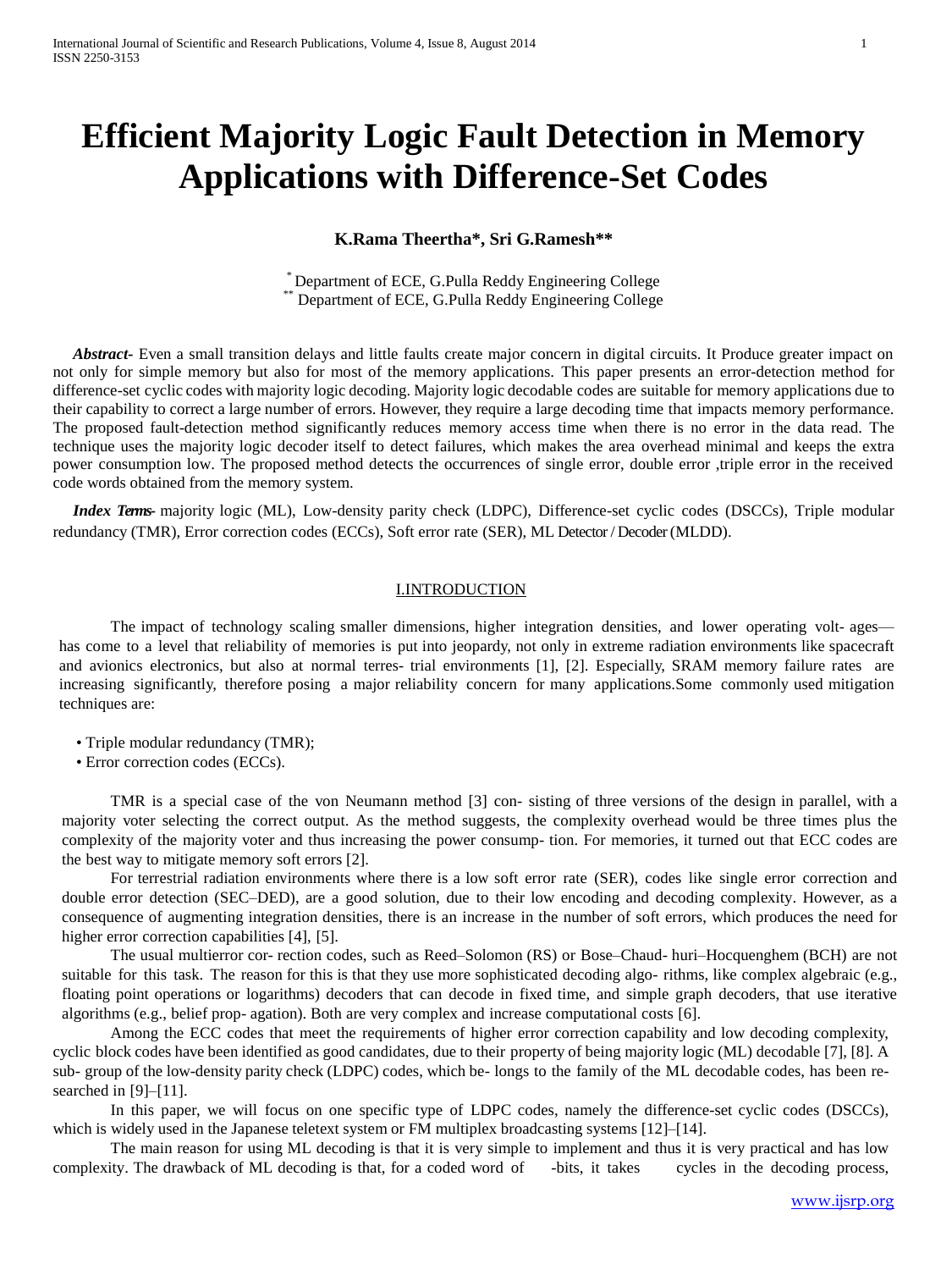# Efficient Majority Logic Fault Detection in Memory Applications with Difference-Set Codes

**K.Rama Theertha\*, Sri G.Ramesh\*\***

\* Department of ECE, G.Pulla Reddy Engineering College
\*\* Department of ECE, G.Pulla Reddy Engineering College

***Abstract-*** Even a small transition delays and little faults create major concern in digital circuits. It Produce greater impact on not only for simple memory but also for most of the memory applications. This paper presents an error-detection method for difference-set cyclic codes with majority logic decoding. Majority logic decodable codes are suitable for memory applications due to their capability to correct a large number of errors. However, they require a large decoding time that impacts memory performance. The proposed fault-detection method significantly reduces memory access time when there is no error in the data read. The technique uses the majority logic decoder itself to detect failures, which makes the area overhead minimal and keeps the extra power consumption low. The proposed method detects the occurrences of single error, double error ,triple error in the received code words obtained from the memory system.

***Index Terms-*** majority logic (ML), Low-density parity check (LDPC), Difference-set cyclic codes (DSCCs), Triple modular redundancy (TMR), Error correction codes (ECCs), Soft error rate (SER), ML Detector / Decoder (MLDD).

## I.INTRODUCTION

The impact of technology scaling smaller dimensions, higher integration densities, and lower operating volt- ages— has come to a level that reliability of memories is put into jeopardy, not only in extreme radiation environments like spacecraft and avionics electronics, but also at normal terres- trial environments [1], [2]. Especially, SRAM memory failure rates are increasing significantly, therefore posing a major reliability concern for many applications.Some commonly used mitigation techniques are:

- Triple modular redundancy (TMR);
- Error correction codes (ECCs).

TMR is a special case of the von Neumann method [3] con- sisting of three versions of the design in parallel, with a majority voter selecting the correct output. As the method suggests, the complexity overhead would be three times plus the complexity of the majority voter and thus increasing the power consump- tion. For memories, it turned out that ECC codes are the best way to mitigate memory soft errors [2].

For terrestrial radiation environments where there is a low soft error rate (SER), codes like single error correction and double error detection (SEC–DED), are a good solution, due to their low encoding and decoding complexity. However, as a consequence of augmenting integration densities, there is an increase in the number of soft errors, which produces the need for higher error correction capabilities [4], [5].

The usual multierror cor- rection codes, such as Reed–Solomon (RS) or Bose–Chaud- huri–Hocquenghem (BCH) are not suitable for this task. The reason for this is that they use more sophisticated decoding algo- rithms, like complex algebraic (e.g., floating point operations or logarithms) decoders that can decode in fixed time, and simple graph decoders, that use iterative algorithms (e.g., belief prop- agation). Both are very complex and increase computational costs [6].

Among the ECC codes that meet the requirements of higher error correction capability and low decoding complexity, cyclic block codes have been identified as good candidates, due to their property of being majority logic (ML) decodable [7], [8]. A sub- group of the low-density parity check (LDPC) codes, which be- longs to the family of the ML decodable codes, has been re- searched in [9]–[11].

In this paper, we will focus on one specific type of LDPC codes, namely the difference-set cyclic codes (DSCCs), which is widely used in the Japanese teletext system or FM multiplex broadcasting systems [12]–[14].

The main reason for using ML decoding is that it is very simple to implement and thus it is very practical and has low complexity. The drawback of ML decoding is that, for a coded word of -bits, it takes cycles in the decoding process,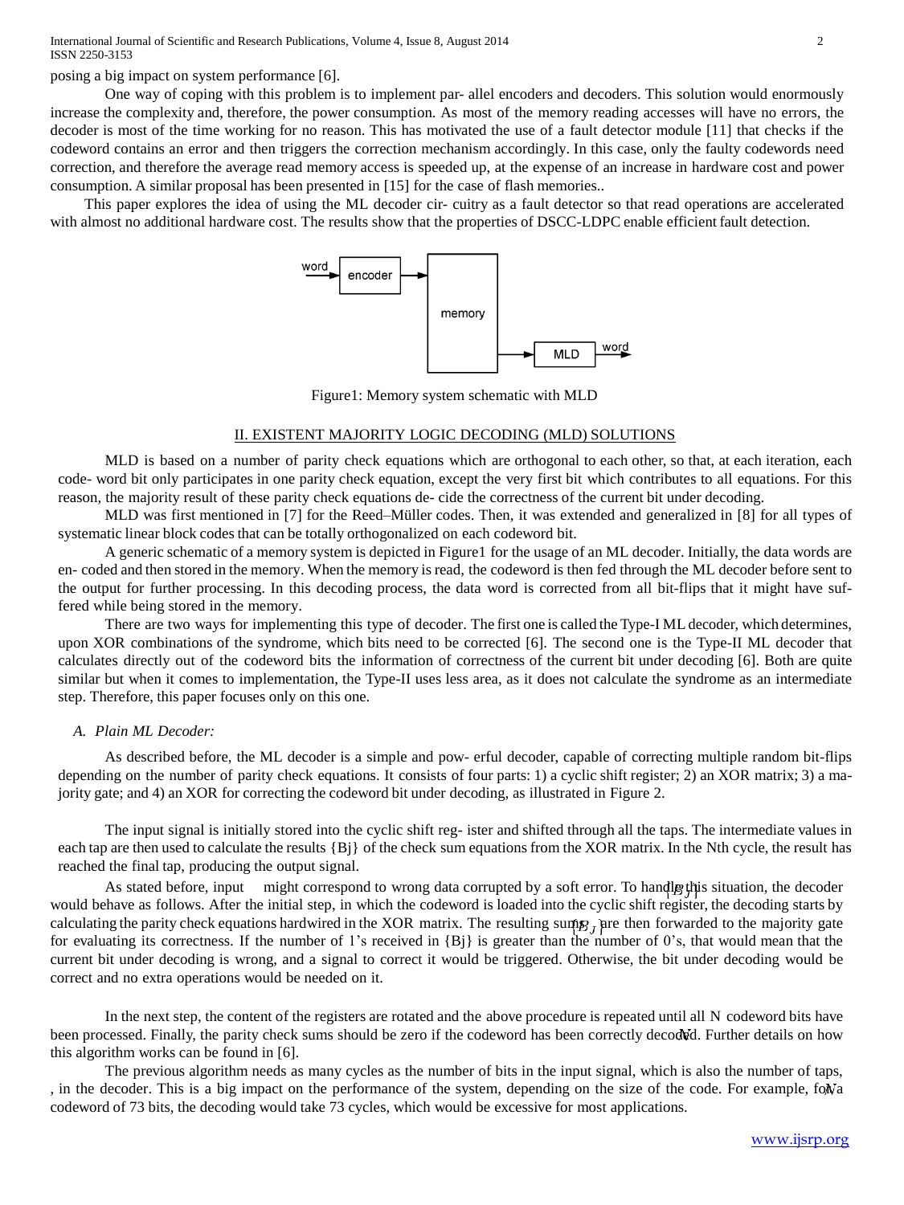posing a big impact on system performance [6].

One way of coping with this problem is to implement par- allel encoders and decoders. This solution would enormously increase the complexity and, therefore, the power consumption. As most of the memory reading accesses will have no errors, the decoder is most of the time working for no reason. This has motivated the use of a fault detector module [11] that checks if the codeword contains an error and then triggers the correction mechanism accordingly. In this case, only the faulty codewords need correction, and therefore the average read memory access is speeded up, at the expense of an increase in hardware cost and power consumption. A similar proposal has been presented in [15] for the case of flash memories..

This paper explores the idea of using the ML decoder cir- cuitry as a fault detector so that read operations are accelerated with almost no additional hardware cost. The results show that the properties of DSCC-LDPC enable efficient fault detection.

Figure1: Memory system schematic with MLD

## II. EXISTENT MAJORITY LOGIC DECODING (MLD) SOLUTIONS

MLD is based on a number of parity check equations which are orthogonal to each other, so that, at each iteration, each code- word bit only participates in one parity check equation, except the very first bit which contributes to all equations. For this reason, the majority result of these parity check equations de- cide the correctness of the current bit under decoding.

MLD was first mentioned in [7] for the Reed–Müller codes. Then, it was extended and generalized in [8] for all types of systematic linear block codes that can be totally orthogonalized on each codeword bit.

A generic schematic of a memory system is depicted in Figure1 for the usage of an ML decoder. Initially, the data words are en- coded and then stored in the memory. When the memory is read, the codeword is then fed through the ML decoder before sent to the output for further processing. In this decoding process, the data word is corrected from all bit-flips that it might have suf- fered while being stored in the memory.

There are two ways for implementing this type of decoder. The first one is called the Type-I ML decoder, which determines, upon XOR combinations of the syndrome, which bits need to be corrected [6]. The second one is the Type-II ML decoder that calculates directly out of the codeword bits the information of correctness of the current bit under decoding [6]. Both are quite similar but when it comes to implementation, the Type-II uses less area, as it does not calculate the syndrome as an intermediate step. Therefore, this paper focuses only on this one.

### *A. Plain ML Decoder:*

As described before, the ML decoder is a simple and pow- erful decoder, capable of correcting multiple random bit-flips depending on the number of parity check equations. It consists of four parts: 1) a cyclic shift register; 2) an XOR matrix; 3) a ma- jority gate; and 4) an XOR for correcting the codeword bit under decoding, as illustrated in Figure 2.

The input signal is initially stored into the cyclic shift reg- ister and shifted through all the taps. The intermediate values in each tap are then used to calculate the results $\{B_j\}$ of the check sum equations from the XOR matrix. In the Nth cycle, the result has reached the final tap, producing the output signal.

As stated before, input might correspond to wrong data corrupted by a soft error. To handle this situation, the decoder would behave as follows. After the initial step, in which the codeword is loaded into the cyclic shift register, the decoding starts by calculating the parity check equations hardwired in the XOR matrix. The resulting sums $\{B_j\}$ are then forwarded to the majority gate for evaluating its correctness. If the number of 1's received in $\{B_j\}$ is greater than the number of 0's, that would mean that the current bit under decoding is wrong, and a signal to correct it would be triggered. Otherwise, the bit under decoding would be correct and no extra operations would be needed on it.

In the next step, the content of the registers are rotated and the above procedure is repeated until all $N$ codeword bits have been processed. Finally, the parity check sums should be zero if the codeword has been correctly decoded. Further details on how this algorithm works can be found in [6].

The previous algorithm needs as many cycles as the number of bits in the input signal, which is also the number of taps, $N$, in the decoder. This is a big impact on the performance of the system, depending on the size of the code. For example, for a codeword of 73 bits, the decoding would take 73 cycles, which would be excessive for most applications.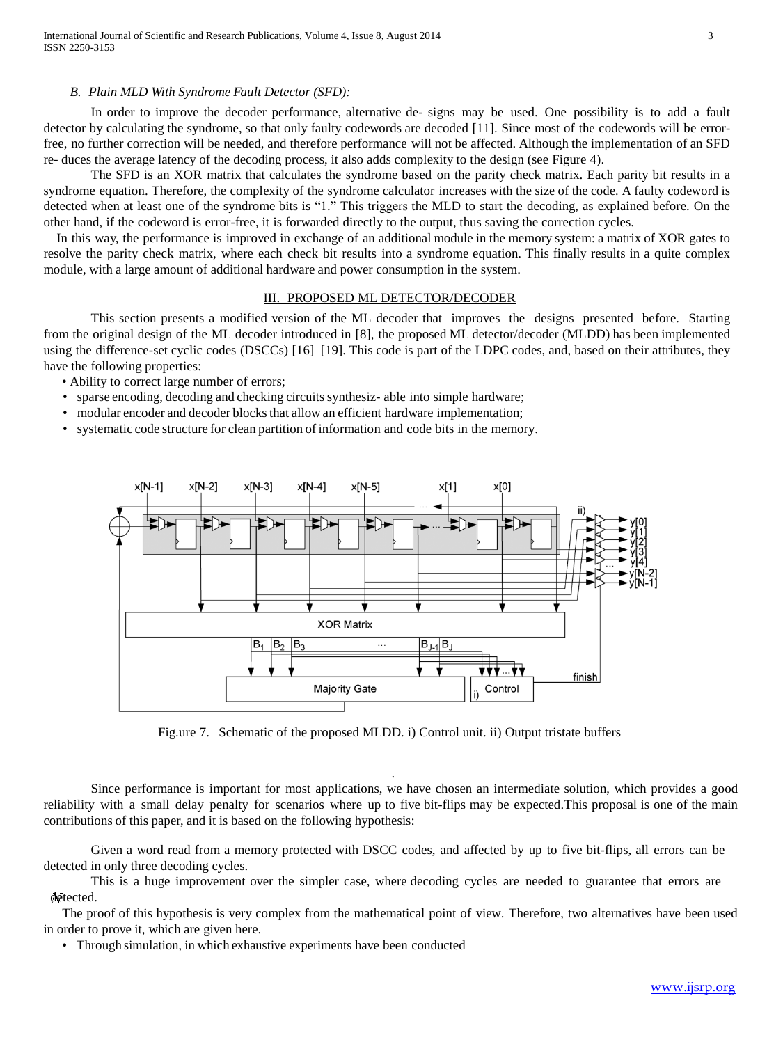### *B. Plain MLD With Syndrome Fault Detector (SFD):*

In order to improve the decoder performance, alternative de- signs may be used. One possibility is to add a fault detector by calculating the syndrome, so that only faulty codewords are decoded [11]. Since most of the codewords will be error-free, no further correction will be needed, and therefore performance will not be affected. Although the implementation of an SFD re- duces the average latency of the decoding process, it also adds complexity to the design (see Figure 4).

The SFD is an XOR matrix that calculates the syndrome based on the parity check matrix. Each parity bit results in a syndrome equation. Therefore, the complexity of the syndrome calculator increases with the size of the code. A faulty codeword is detected when at least one of the syndrome bits is "1." This triggers the MLD to start the decoding, as explained before. On the other hand, if the codeword is error-free, it is forwarded directly to the output, thus saving the correction cycles.

In this way, the performance is improved in exchange of an additional module in the memory system: a matrix of XOR gates to resolve the parity check matrix, where each check bit results into a syndrome equation. This finally results in a quite complex module, with a large amount of additional hardware and power consumption in the system.

## III. PROPOSED ML DETECTOR/DECODER

This section presents a modified version of the ML decoder that improves the designs presented before. Starting from the original design of the ML decoder introduced in [8], the proposed ML detector/decoder (MLDD) has been implemented using the difference-set cyclic codes (DSCCs) [16]–[19]. This code is part of the LDPC codes, and, based on their attributes, they have the following properties:

- Ability to correct large number of errors;
- sparse encoding, decoding and checking circuits synthesiz- able into simple hardware;
- modular encoder and decoder blocks that allow an efficient hardware implementation;
- systematic code structure for clean partition of information and code bits in the memory.

Fig.ure 7. Schematic of the proposed MLDD. i) Control unit. ii) Output tristate buffers

Since performance is important for most applications, we have chosen an intermediate solution, which provides a good reliability with a small delay penalty for scenarios where up to five bit-flips may be expected.This proposal is one of the main contributions of this paper, and it is based on the following hypothesis:

Given a word read from a memory protected with DSCC codes, and affected by up to five bit-flips, all errors can be detected in only three decoding cycles.

This is a huge improvement over the simpler case, where decoding cycles are needed to guarantee that errors are detected.

The proof of this hypothesis is very complex from the mathematical point of view. Therefore, two alternatives have been used in order to prove it, which are given here.

- Through simulation, in which exhaustive experiments have been conducted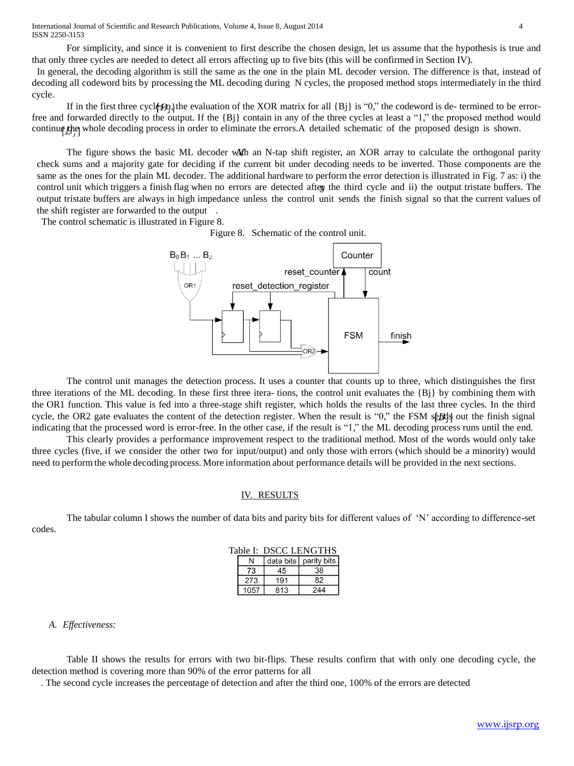For simplicity, and since it is convenient to first describe the chosen design, let us assume that the hypothesis is true and that only three cycles are needed to detect all errors affecting up to five bits (this will be confirmed in Section IV).

In general, the decoding algorithm is still the same as the one in the plain ML decoder version. The difference is that, instead of decoding all codeword bits by processing the ML decoding during N cycles, the proposed method stops intermediately in the third cycle.

If in the first three cycles the evaluation of the XOR matrix for all {Bj} is "0," the codeword is de- termined to be error-free and forwarded directly to the output. If the {Bj} contain in any of the three cycles at least a "1," the proposed method would continue the whole decoding process in order to eliminate the errors.A detailed schematic of the proposed design is shown.

The figure shows the basic ML decoder with an N-tap shift register, an XOR array to calculate the orthogonal parity check sums and a majority gate for deciding if the current bit under decoding needs to be inverted. Those components are the same as the ones for the plain ML decoder. The additional hardware to perform the error detection is illustrated in Fig. 7 as: i) the control unit which triggers a finish flag when no errors are detected after the third cycle and ii) the output tristate buffers. The output tristate buffers are always in high impedance unless the control unit sends the finish signal so that the current values of the shift register are forwarded to the output .

The control schematic is illustrated in Figure 8.

Figure 8. Schematic of the control unit.

The control unit manages the detection process. It uses a counter that counts up to three, which distinguishes the first three iterations of the ML decoding. In these first three itera- tions, the control unit evaluates the {Bj} by combining them with the OR1 function. This value is fed into a three-stage shift register, which holds the results of the last three cycles. In the third cycle, the OR2 gate evaluates the content of the detection register. When the result is "0," the FSM sends out the finish signal indicating that the processed word is error-free. In the other case, if the result is "1," the ML decoding process runs until the end.

This clearly provides a performance improvement respect to the traditional method. Most of the words would only take three cycles (five, if we consider the other two for input/output) and only those with errors (which should be a minority) would need to perform the whole decoding process. More information about performance details will be provided in the next sections.

## IV. RESULTS

The tabular column I shows the number of data bits and parity bits for different values of 'N' according to difference-set codes.

Table I: DSCC LENGTHS

| N | data bits | parity bits |
|---|---|---|
| 73 | 45 | 38 |
| 273 | 191 | 82 |
| 1057 | 813 | 244 |

### *A. Effectiveness:*

Table II shows the results for errors with two bit-flips. These results confirm that with only one decoding cycle, the detection method is covering more than 90% of the error patterns for all

. The second cycle increases the percentage of detection and after the third one, 100% of the errors are detected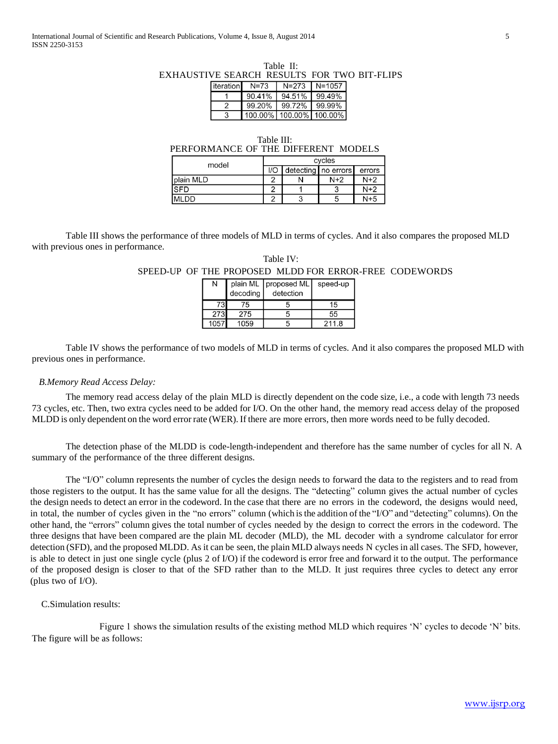Table II:
EXHAUSTIVE SEARCH RESULTS FOR TWO BIT-FLIPS

| iteration | N=73 | N=273 | N=1057 |
|---|---|---|---|
| 1 | 90.41% | 94.51% | 99.49% |
| 2 | 99.20% | 99.72% | 99.99% |
| 3 | 100.00% | 100.00% | 100.00% |

Table III:
PERFORMANCE OF THE DIFFERENT MODELS

| model | cycles | | | |
|---|---|---|---|---|
| | I/O | detecting | no errors | errors |
| plain MLD | 2 | N | N+2 | N+2 |
| SFD | 2 | 1 | 3 | N+2 |
| MLDD | 2 | 3 | 5 | N+5 |

Table III shows the performance of three models of MLD in terms of cycles. And it also compares the proposed MLD with previous ones in performance.

Table IV:
SPEED-UP OF THE PROPOSED MLDD FOR ERROR-FREE CODEWORDS

| N | plain ML decoding | proposed ML detection | speed-up |
|---|---|---|---|
| 73 | 75 | 5 | 15 |
| 273 | 275 | 5 | 55 |
| 1057 | 1059 | 5 | 211.8 |

Table IV shows the performance of two models of MLD in terms of cycles. And it also compares the proposed MLD with previous ones in performance.

*B.Memory Read Access Delay:*

The memory read access delay of the plain MLD is directly dependent on the code size, i.e., a code with length 73 needs 73 cycles, etc. Then, two extra cycles need to be added for I/O. On the other hand, the memory read access delay of the proposed MLDD is only dependent on the word error rate (WER). If there are more errors, then more words need to be fully decoded.

The detection phase of the MLDD is code-length-independent and therefore has the same number of cycles for all N. A summary of the performance of the three different designs.

The "I/O" column represents the number of cycles the design needs to forward the data to the registers and to read from those registers to the output. It has the same value for all the designs. The "detecting" column gives the actual number of cycles the design needs to detect an error in the codeword. In the case that there are no errors in the codeword, the designs would need, in total, the number of cycles given in the "no errors" column (which is the addition of the "I/O" and "detecting" columns). On the other hand, the "errors" column gives the total number of cycles needed by the design to correct the errors in the codeword. The three designs that have been compared are the plain ML decoder (MLD), the ML decoder with a syndrome calculator for error detection (SFD), and the proposed MLDD. As it can be seen, the plain MLD always needs N cycles in all cases. The SFD, however, is able to detect in just one single cycle (plus 2 of I/O) if the codeword is error free and forward it to the output. The performance of the proposed design is closer to that of the SFD rather than to the MLD. It just requires three cycles to detect any error (plus two of I/O).

C.Simulation results:

Figure 1 shows the simulation results of the existing method MLD which requires 'N' cycles to decode 'N' bits. The figure will be as follows: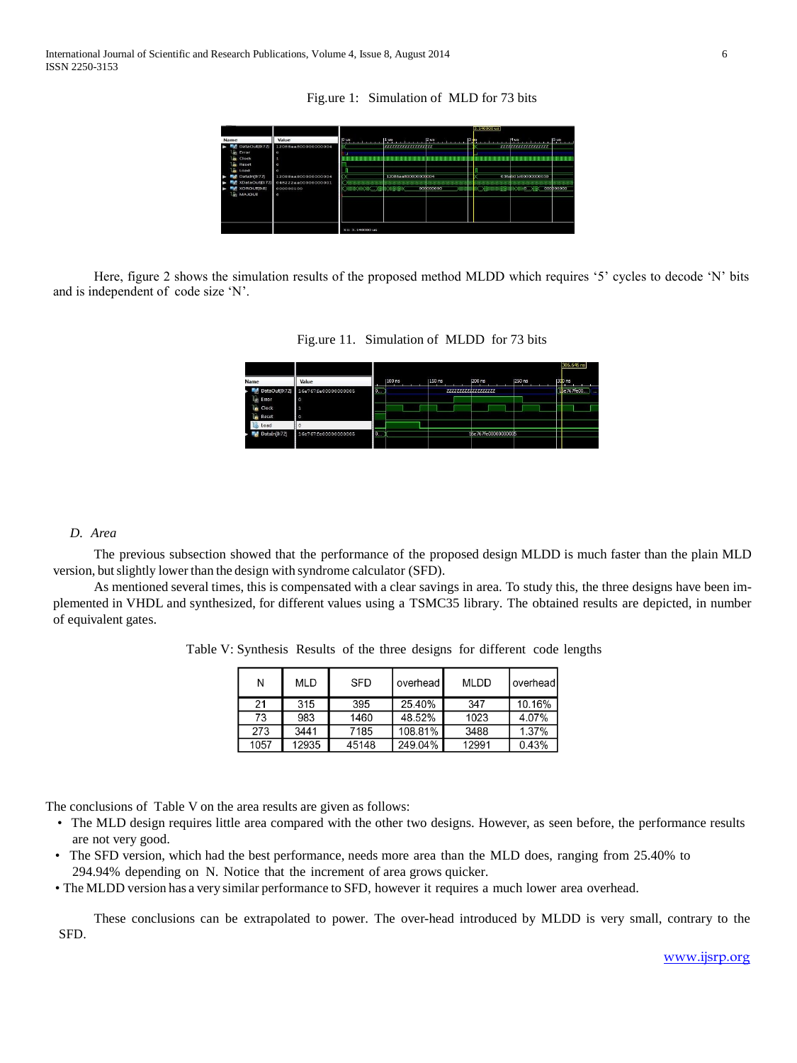Fig.ure 1: Simulation of MLD for 73 bits

Here, figure 2 shows the simulation results of the proposed method MLDD which requires '5' cycles to decode 'N' bits and is independent of code size 'N'.

Fig.ure 11. Simulation of MLDD for 73 bits

### D. Area

The previous subsection showed that the performance of the proposed design MLDD is much faster than the plain MLD version, but slightly lower than the design with syndrome calculator (SFD).

As mentioned several times, this is compensated with a clear savings in area. To study this, the three designs have been implemented in VHDL and synthesized, for different values using a TSMC35 library. The obtained results are depicted, in number of equivalent gates.

Table V: Synthesis Results of the three designs for different code lengths

| N | MLD | SFD | overhead | MLDD | overhead |
|---|---|---|---|---|---|
| 21 | 315 | 395 | 25.40% | 347 | 10.16% |
| 73 | 983 | 1460 | 48.52% | 1023 | 4.07% |
| 273 | 3441 | 7185 | 108.81% | 3488 | 1.37% |
| 1057 | 12935 | 45148 | 249.04% | 12991 | 0.43% |

The conclusions of Table V on the area results are given as follows:

- The MLD design requires little area compared with the other two designs. However, as seen before, the performance results are not very good.
- The SFD version, which had the best performance, needs more area than the MLD does, ranging from 25.40% to 294.94% depending on N. Notice that the increment of area grows quicker.
- The MLDD version has a very similar performance to SFD, however it requires a much lower area overhead.

These conclusions can be extrapolated to power. The over-head introduced by MLDD is very small, contrary to the SFD.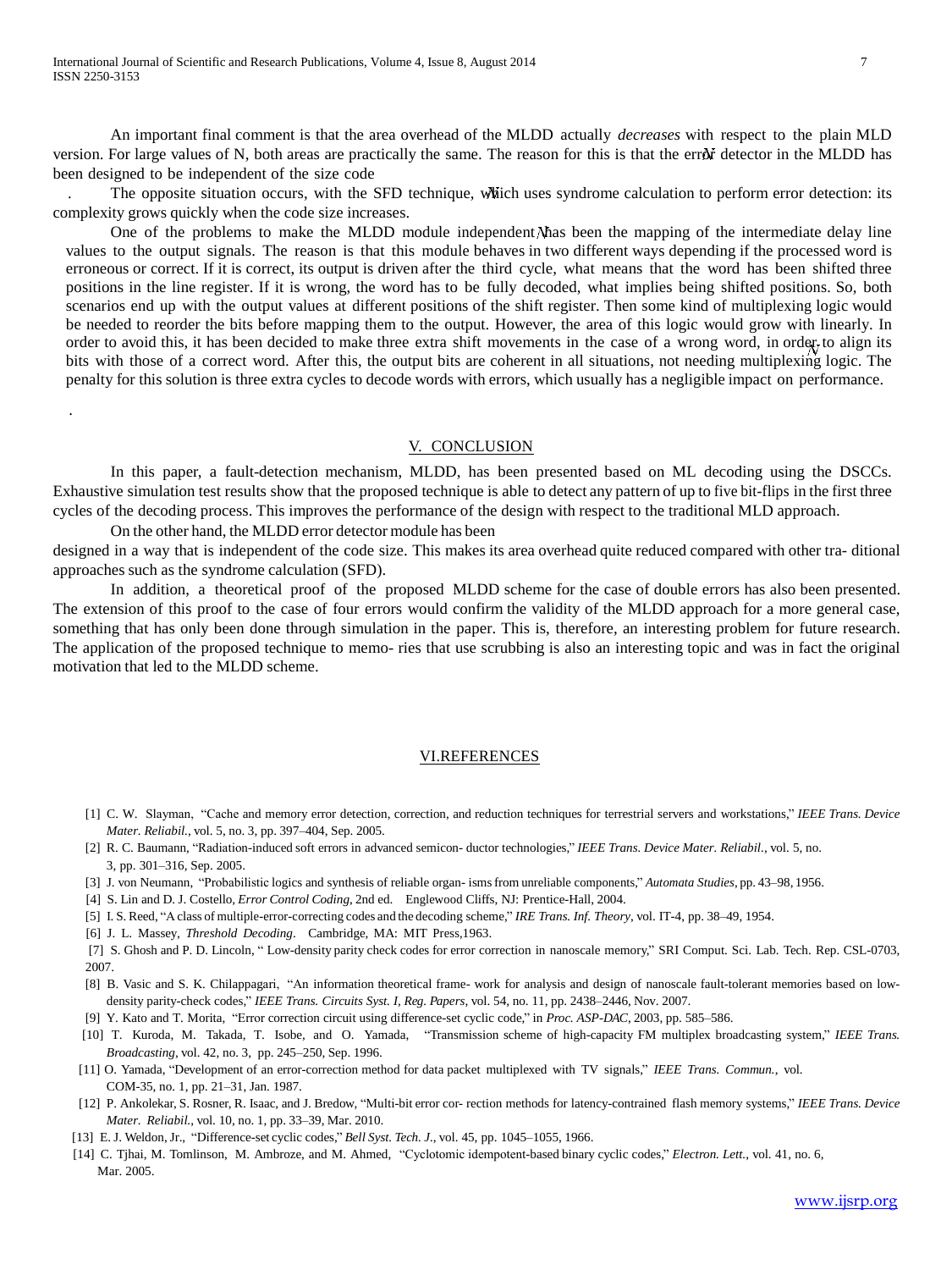An important final comment is that the area overhead of the MLDD actually *decreases* with respect to the plain MLD version. For large values of N, both areas are practically the same. The reason for this is that the error detector in the MLDD has been designed to be independent of the size code

. The opposite situation occurs, with the SFD technique, which uses syndrome calculation to perform error detection: its complexity grows quickly when the code size increases.

One of the problems to make the MLDD module independent has been the mapping of the intermediate delay line values to the output signals. The reason is that this module behaves in two different ways depending if the processed word is erroneous or correct. If it is correct, its output is driven after the third cycle, what means that the word has been shifted three positions in the line register. If it is wrong, the word has to be fully decoded, what implies being shifted positions. So, both scenarios end up with the output values at different positions of the shift register. Then some kind of multiplexing logic would be needed to reorder the bits before mapping them to the output. However, the area of this logic would grow with linearly. In order to avoid this, it has been decided to make three extra shift movements in the case of a wrong word, in order to align its bits with those of a correct word. After this, the output bits are coherent in all situations, not needing multiplexing logic. The penalty for this solution is three extra cycles to decode words with errors, which usually has a negligible impact on performance.

.

## V. CONCLUSION

In this paper, a fault-detection mechanism, MLDD, has been presented based on ML decoding using the DSCCs. Exhaustive simulation test results show that the proposed technique is able to detect any pattern of up to five bit-flips in the first three cycles of the decoding process. This improves the performance of the design with respect to the traditional MLD approach.

On the other hand, the MLDD error detector module has been designed in a way that is independent of the code size. This makes its area overhead quite reduced compared with other tra- ditional approaches such as the syndrome calculation (SFD).

In addition, a theoretical proof of the proposed MLDD scheme for the case of double errors has also been presented. The extension of this proof to the case of four errors would confirm the validity of the MLDD approach for a more general case, something that has only been done through simulation in the paper. This is, therefore, an interesting problem for future research. The application of the proposed technique to memo- ries that use scrubbing is also an interesting topic and was in fact the original motivation that led to the MLDD scheme.

## VI.REFERENCES

[1] C. W. Slayman, "Cache and memory error detection, correction, and reduction techniques for terrestrial servers and workstations," *IEEE Trans. Device Mater. Reliabil.*, vol. 5, no. 3, pp. 397–404, Sep. 2005.

[2] R. C. Baumann, "Radiation-induced soft errors in advanced semicon- ductor technologies," *IEEE Trans. Device Mater. Reliabil.*, vol. 5, no. 3, pp. 301–316, Sep. 2005.

[3] J. von Neumann, "Probabilistic logics and synthesis of reliable organ- isms from unreliable components," *Automata Studies*, pp. 43–98, 1956.

[4] S. Lin and D. J. Costello, *Error Control Coding*, 2nd ed. Englewood Cliffs, NJ: Prentice-Hall, 2004.

[5] I. S. Reed, "A class of multiple-error-correcting codes and the decoding scheme," *IRE Trans. Inf. Theory*, vol. IT-4, pp. 38–49, 1954.

[6] J. L. Massey, *Threshold Decoding*. Cambridge, MA: MIT Press,1963.

[7] S. Ghosh and P. D. Lincoln, " Low-density parity check codes for error correction in nanoscale memory," SRI Comput. Sci. Lab. Tech. Rep. CSL-0703, 2007.

[8] B. Vasic and S. K. Chilappagari, "An information theoretical frame- work for analysis and design of nanoscale fault-tolerant memories based on low-density parity-check codes," *IEEE Trans. Circuits Syst. I, Reg. Papers*, vol. 54, no. 11, pp. 2438–2446, Nov. 2007.

[9] Y. Kato and T. Morita, "Error correction circuit using difference-set cyclic code," in *Proc. ASP-DAC*, 2003, pp. 585–586.

[10] T. Kuroda, M. Takada, T. Isobe, and O. Yamada, "Transmission scheme of high-capacity FM multiplex broadcasting system," *IEEE Trans. Broadcasting*, vol. 42, no. 3, pp. 245–250, Sep. 1996.

[11] O. Yamada, "Development of an error-correction method for data packet multiplexed with TV signals," *IEEE Trans. Commun.*, vol. COM-35, no. 1, pp. 21–31, Jan. 1987.

[12] P. Ankolekar, S. Rosner, R. Isaac, and J. Bredow, "Multi-bit error cor- rection methods for latency-contrained flash memory systems," *IEEE Trans. Device Mater. Reliabil.*, vol. 10, no. 1, pp. 33–39, Mar. 2010.

[13] E. J. Weldon, Jr., "Difference-set cyclic codes," *Bell Syst. Tech. J.*, vol. 45, pp. 1045–1055, 1966.

[14] C. Tjhai, M. Tomlinson, M. Ambroze, and M. Ahmed, "Cyclotomic idempotent-based binary cyclic codes," *Electron. Lett.*, vol. 41, no. 6, Mar. 2005.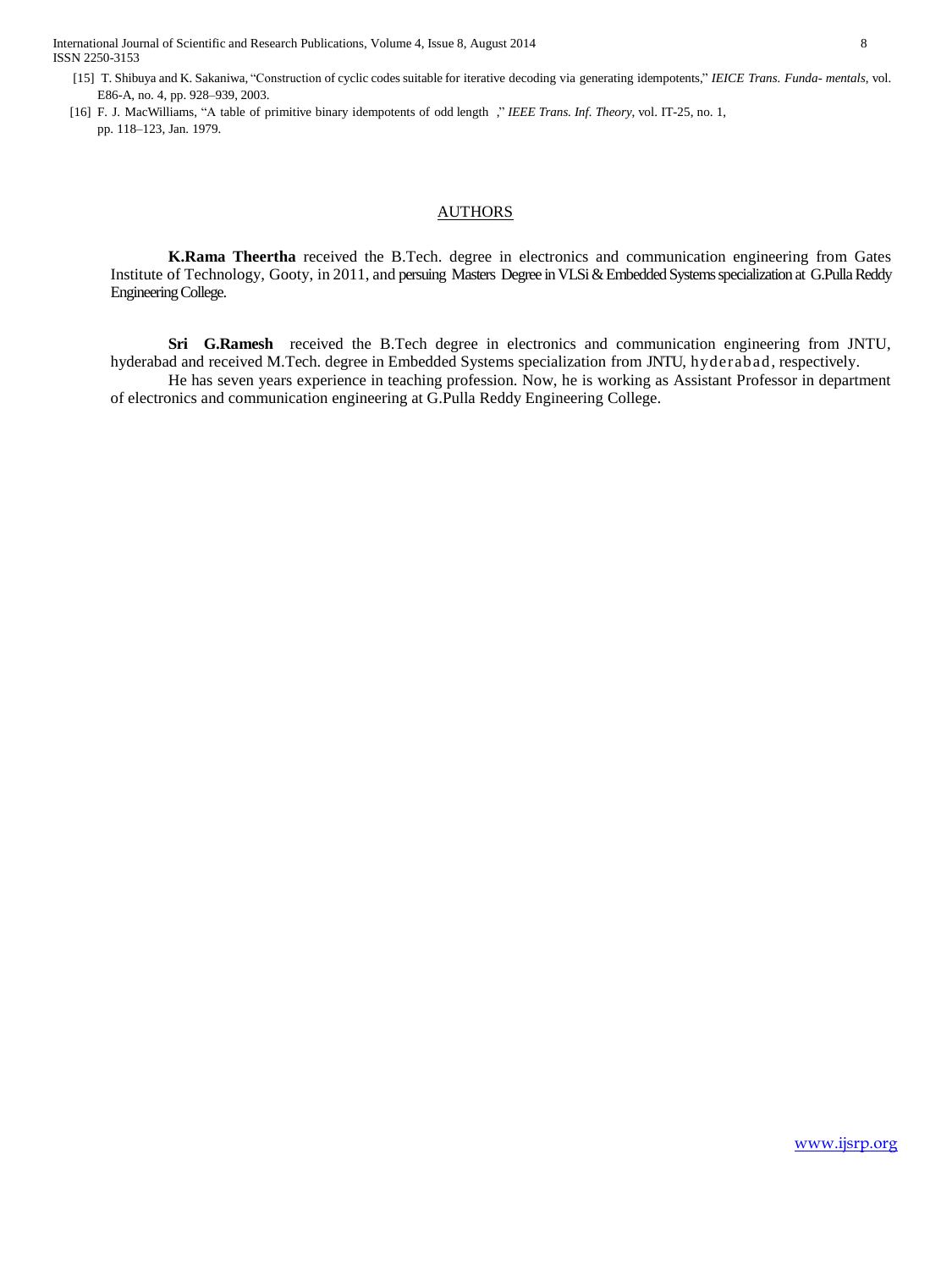[15] T. Shibuya and K. Sakaniwa, "Construction of cyclic codes suitable for iterative decoding via generating idempotents," *IEICE Trans. Funda- mentals*, vol. E86-A, no. 4, pp. 928–939, 2003.

[16] F. J. MacWilliams, "A table of primitive binary idempotents of odd length ," *IEEE Trans. Inf. Theory*, vol. IT-25, no. 1, pp. 118–123, Jan. 1979.

## AUTHORS

**K.Rama Theertha** received the B.Tech. degree in electronics and communication engineering from Gates Institute of Technology, Gooty, in 2011, and persuing Masters Degree in VLSi & Embedded Systems specialization at G.Pulla Reddy Engineering College.

**Sri G.Ramesh** received the B.Tech degree in electronics and communication engineering from JNTU, hyderabad and received M.Tech. degree in Embedded Systems specialization from JNTU, hyderabad, respectively.

He has seven years experience in teaching profession. Now, he is working as Assistant Professor in department of electronics and communication engineering at G.Pulla Reddy Engineering College.